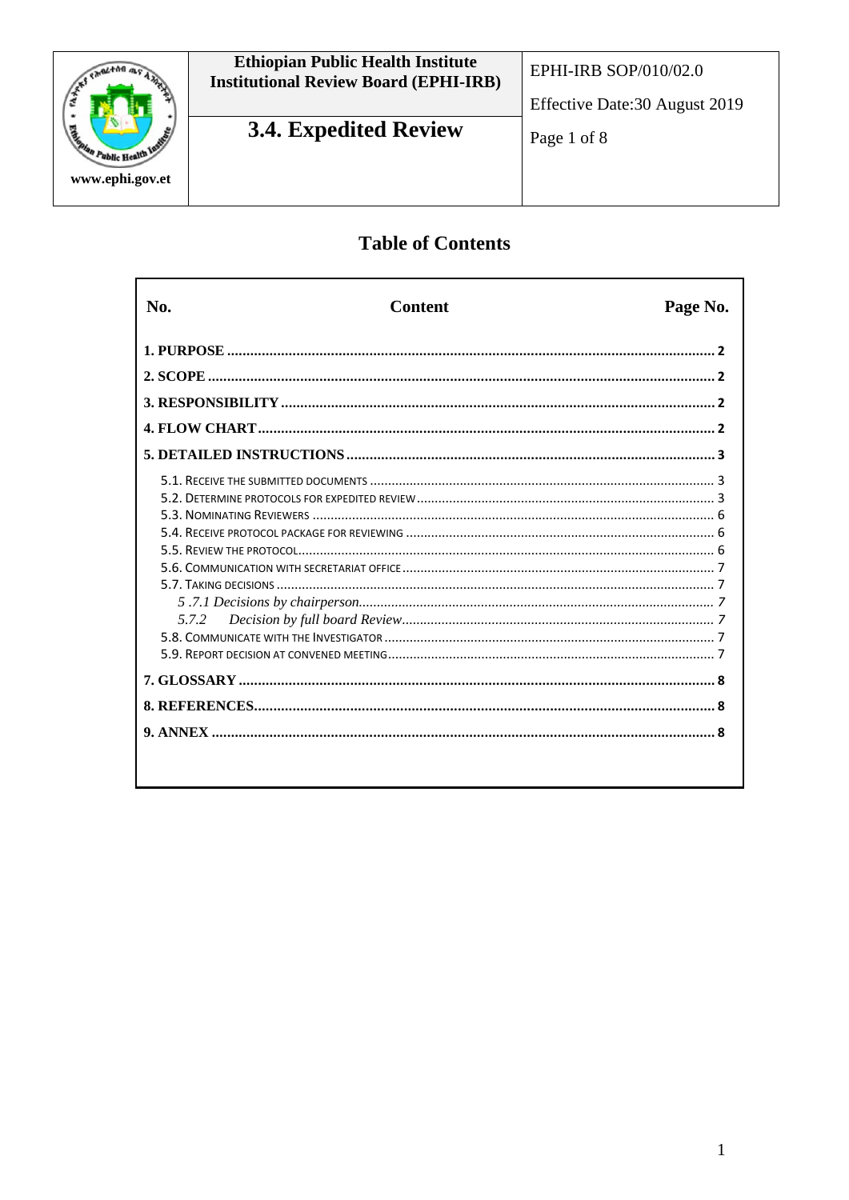| | Ethiopian Public Health Institute Institutional Review Board (EPHI-IRB) | EPHI-IRB SOP/010/02.0 |
|---|---|---|
| www.ephi.gov.et | **3.4. Expedited Review** | Effective Date:30 August 2019 |

# Table of Contents

| No. | Content | Page No. |
|---|---|---|
| **1. PURPOSE** | | **2** |
| **2. SCOPE** | | **2** |
| **3. RESPONSIBILITY** | | **2** |
| **4. FLOW CHART** | | **2** |
| **5. DETAILED INSTRUCTIONS** | | **3** |
| 5.1. Receive the submitted documents | | 3 |
| 5.2. Determine protocols for expedited review | | 3 |
| 5.3. Nominating Reviewers | | 6 |
| 5.4. Receive protocol package for reviewing | | 6 |
| 5.5. Review the protocol | | 6 |
| 5.6. Communication with secretariat office | | 7 |
| 5.7. Taking decisions | | 7 |
| *5 .7.1 Decisions by chairperson* | | *7* |
| *5.7.2 Decision by full board Review* | | *7* |
| 5.8. Communicate with the Investigator | | 7 |
| 5.9. Report decision at convened meeting | | 7 |
| **7. GLOSSARY** | | **8** |
| **8. REFERENCES** | | **8** |
| **9. ANNEX** | | **8** |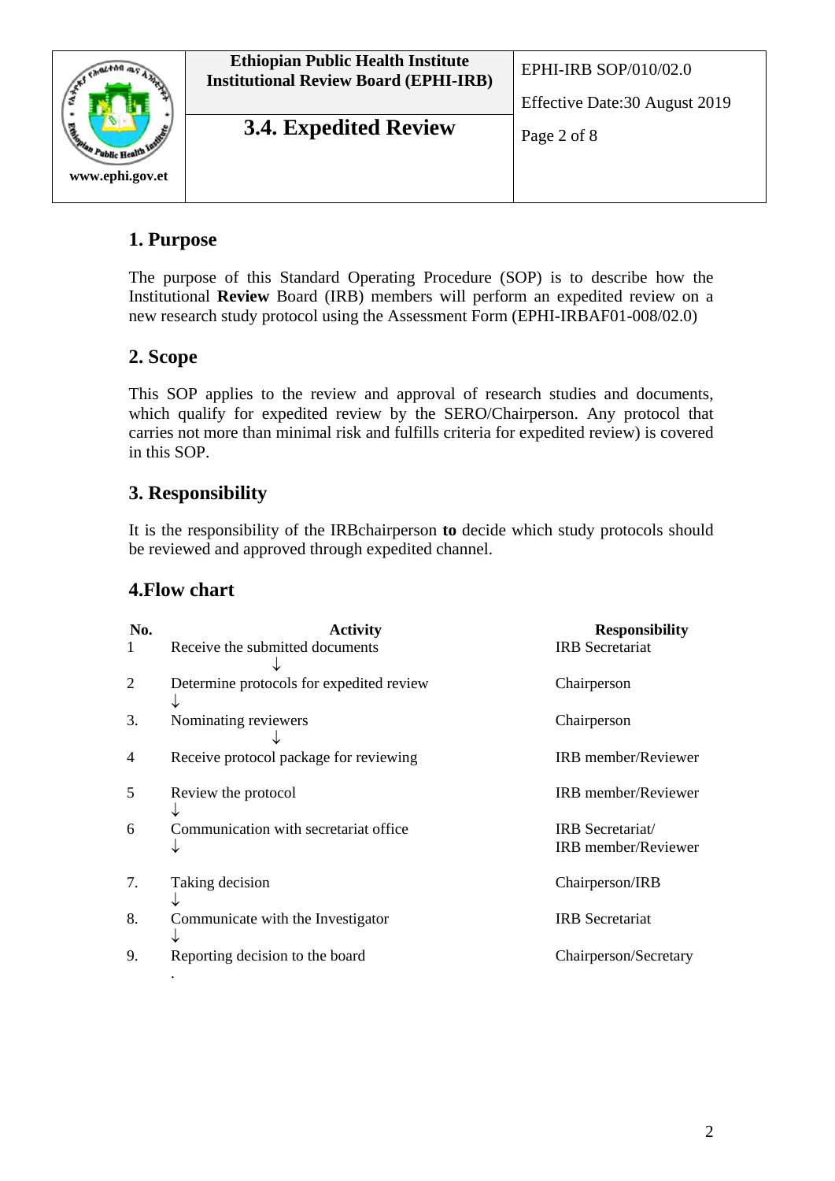## 1. Purpose

The purpose of this Standard Operating Procedure (SOP) is to describe how the Institutional **Review** Board (IRB) members will perform an expedited review on a new research study protocol using the Assessment Form (EPHI-IRBAF01-008/02.0)

## 2. Scope

This SOP applies to the review and approval of research studies and documents, which qualify for expedited review by the SERO/Chairperson. Any protocol that carries not more than minimal risk and fulfills criteria for expedited review) is covered in this SOP.

## 3. Responsibility

It is the responsibility of the IRBchairperson **to** decide which study protocols should be reviewed and approved through expedited channel.

## 4.Flow chart

| No. | Activity | Responsibility |
|---|---|---|
| 1 | Receive the submitted documents ↓ | IRB Secretariat |
| 2 | Determine protocols for expedited review ↓ | Chairperson |
| 3. | Nominating reviewers ↓ | Chairperson |
| 4 | Receive protocol package for reviewing | IRB member/Reviewer |
| 5 | Review the protocol ↓ | IRB member/Reviewer |
| 6 | Communication with secretariat office ↓ | IRB Secretariat/ IRB member/Reviewer |
| 7. | Taking decision ↓ | Chairperson/IRB |
| 8. | Communicate with the Investigator ↓ | IRB Secretariat |
| 9. | Reporting decision to the board | Chairperson/Secretary |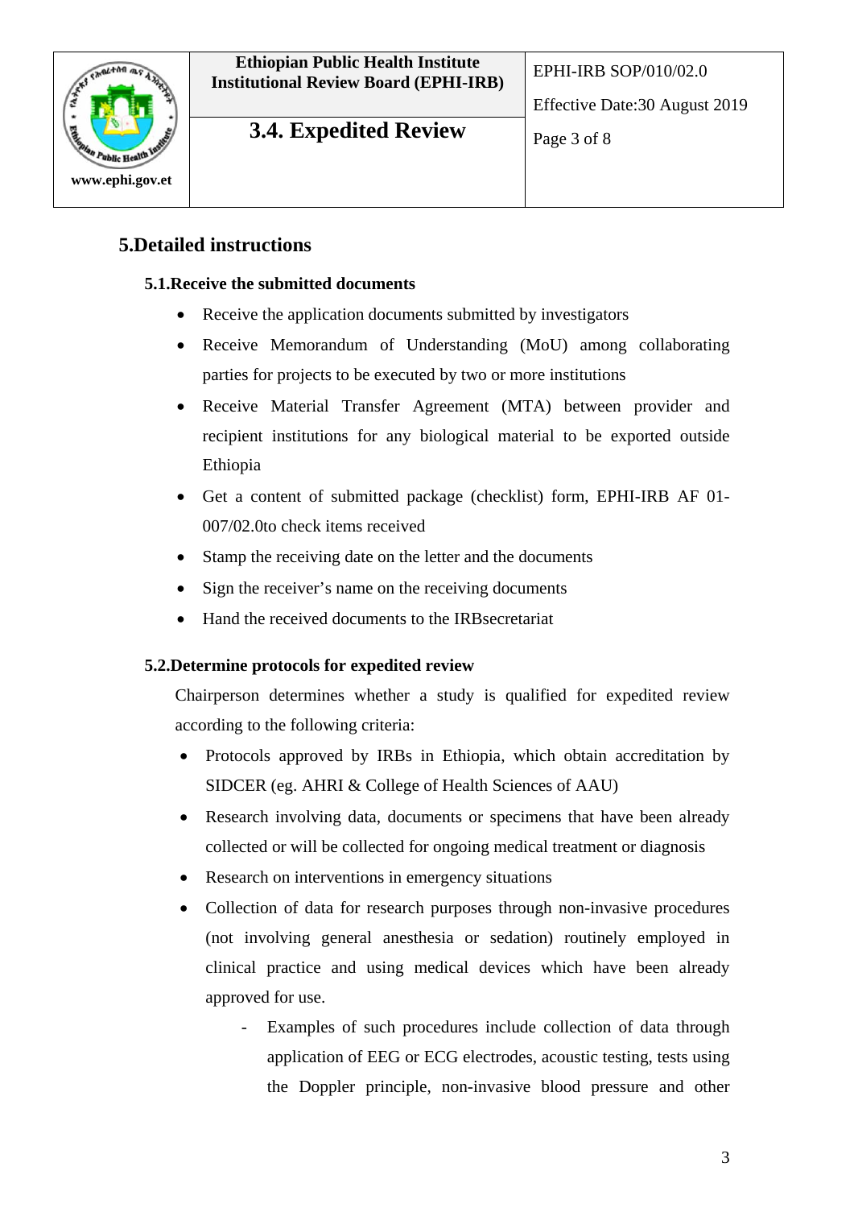## 5.Detailed instructions

### 5.1.Receive the submitted documents

- Receive the application documents submitted by investigators
- Receive Memorandum of Understanding (MoU) among collaborating parties for projects to be executed by two or more institutions
- Receive Material Transfer Agreement (MTA) between provider and recipient institutions for any biological material to be exported outside Ethiopia
- Get a content of submitted package (checklist) form, EPHI-IRB AF 01-007/02.0to check items received
- Stamp the receiving date on the letter and the documents
- Sign the receiver's name on the receiving documents
- Hand the received documents to the IRBsecretariat

### 5.2.Determine protocols for expedited review

Chairperson determines whether a study is qualified for expedited review according to the following criteria:

- Protocols approved by IRBs in Ethiopia, which obtain accreditation by SIDCER (eg. AHRI & College of Health Sciences of AAU)
- Research involving data, documents or specimens that have been already collected or will be collected for ongoing medical treatment or diagnosis
- Research on interventions in emergency situations
- Collection of data for research purposes through non-invasive procedures (not involving general anesthesia or sedation) routinely employed in clinical practice and using medical devices which have been already approved for use.
  - Examples of such procedures include collection of data through application of EEG or ECG electrodes, acoustic testing, tests using the Doppler principle, non-invasive blood pressure and other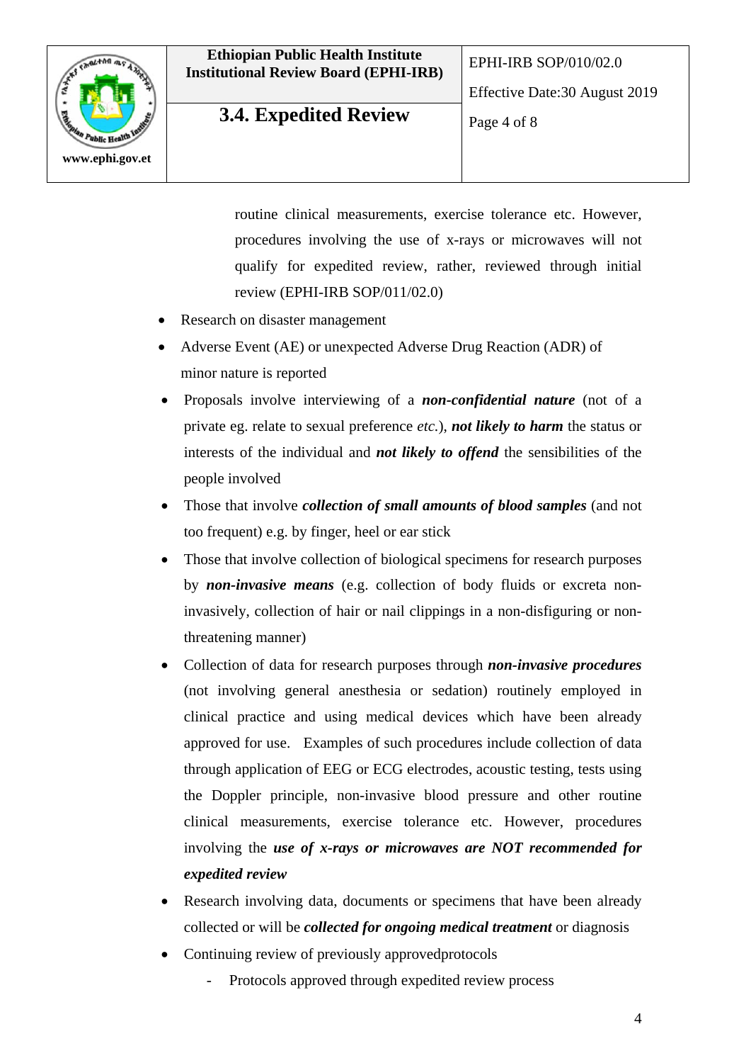routine clinical measurements, exercise tolerance etc. However, procedures involving the use of x-rays or microwaves will not qualify for expedited review, rather, reviewed through initial review (EPHI-IRB SOP/011/02.0)

- Research on disaster management
- Adverse Event (AE) or unexpected Adverse Drug Reaction (ADR) of minor nature is reported
- Proposals involve interviewing of a ***non-confidential nature*** (not of a private eg. relate to sexual preference *etc.*), ***not likely to harm*** the status or interests of the individual and ***not likely to offend*** the sensibilities of the people involved
- Those that involve ***collection of small amounts of blood samples*** (and not too frequent) e.g. by finger, heel or ear stick
- Those that involve collection of biological specimens for research purposes by ***non-invasive means*** (e.g. collection of body fluids or excreta non-invasively, collection of hair or nail clippings in a non-disfiguring or non-threatening manner)
- Collection of data for research purposes through ***non-invasive procedures*** (not involving general anesthesia or sedation) routinely employed in clinical practice and using medical devices which have been already approved for use. Examples of such procedures include collection of data through application of EEG or ECG electrodes, acoustic testing, tests using the Doppler principle, non-invasive blood pressure and other routine clinical measurements, exercise tolerance etc. However, procedures involving the ***use of x-rays or microwaves are NOT recommended for expedited review***
- Research involving data, documents or specimens that have been already collected or will be ***collected for ongoing medical treatment*** or diagnosis
- Continuing review of previously approvedprotocols
  - Protocols approved through expedited review process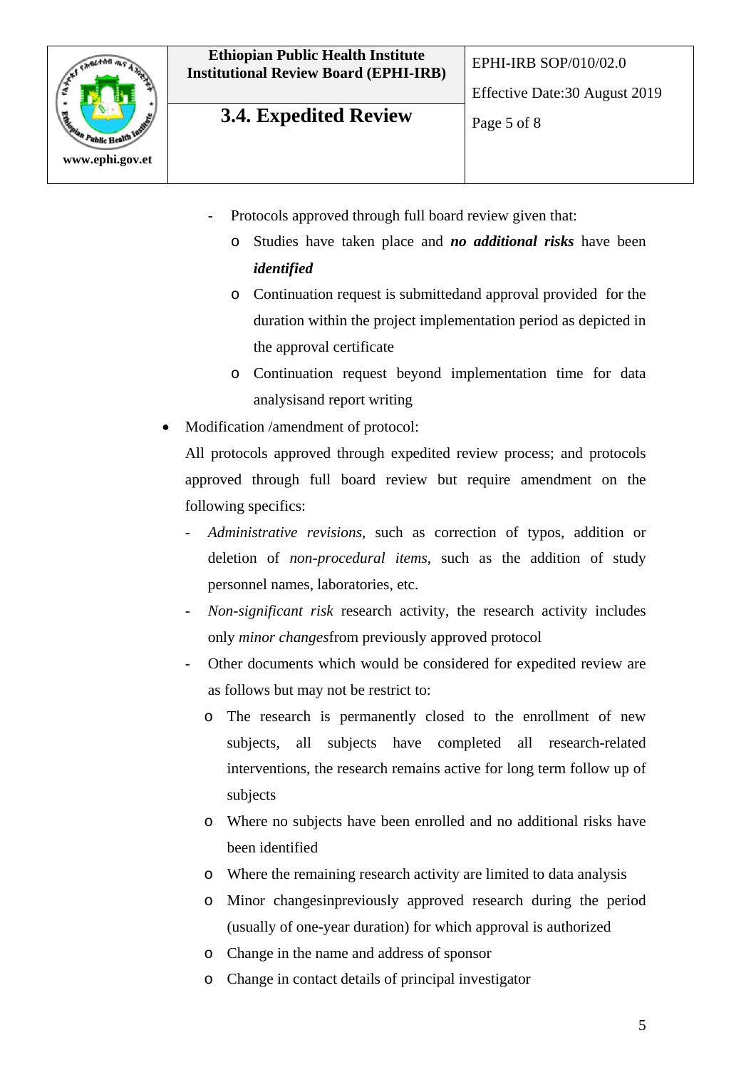- Protocols approved through full board review given that:
    - Studies have taken place and ***no additional risks*** have been ***identified***
    - Continuation request is submittedand approval provided for the duration within the project implementation period as depicted in the approval certificate
    - Continuation request beyond implementation time for data analysisand report writing

- Modification /amendment of protocol:

  All protocols approved through expedited review process; and protocols approved through full board review but require amendment on the following specifics:

    - *Administrative revisions*, such as correction of typos, addition or deletion of *non-procedural items*, such as the addition of study personnel names, laboratories, etc.
    - *Non-significant risk* research activity, the research activity includes only *minor changes*from previously approved protocol
    - Other documents which would be considered for expedited review are as follows but may not be restrict to:
        - The research is permanently closed to the enrollment of new subjects, all subjects have completed all research-related interventions, the research remains active for long term follow up of subjects
        - Where no subjects have been enrolled and no additional risks have been identified
        - Where the remaining research activity are limited to data analysis
        - Minor changesinpreviously approved research during the period (usually of one-year duration) for which approval is authorized
        - Change in the name and address of sponsor
        - Change in contact details of principal investigator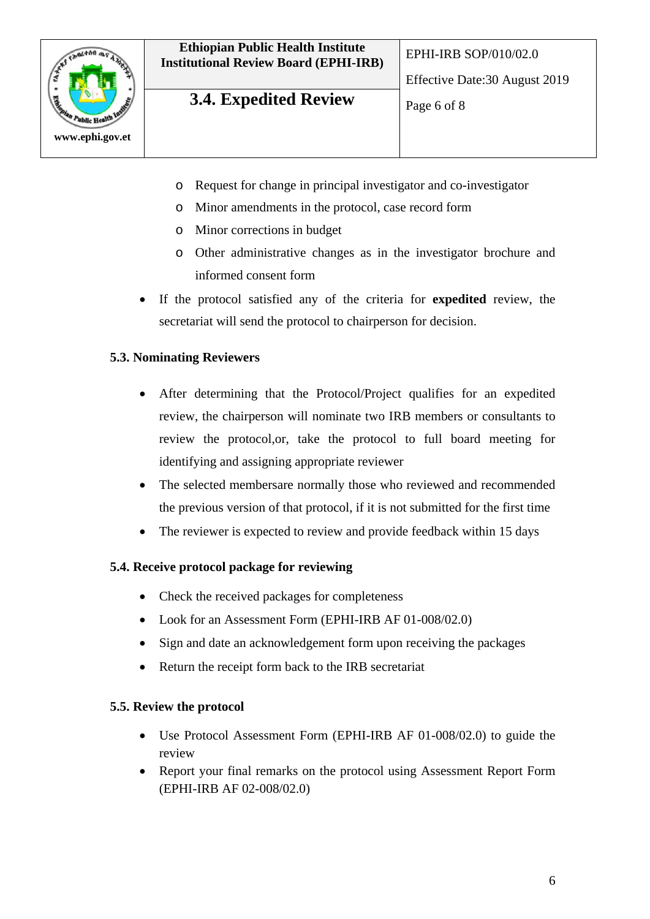- Request for change in principal investigator and co-investigator
    - Minor amendments in the protocol, case record form
    - Minor corrections in budget
    - Other administrative changes as in the investigator brochure and informed consent form
- If the protocol satisfied any of the criteria for **expedited** review, the secretariat will send the protocol to chairperson for decision.

### 5.3. Nominating Reviewers

- After determining that the Protocol/Project qualifies for an expedited review, the chairperson will nominate two IRB members or consultants to review the protocol,or, take the protocol to full board meeting for identifying and assigning appropriate reviewer
- The selected membersare normally those who reviewed and recommended the previous version of that protocol, if it is not submitted for the first time
- The reviewer is expected to review and provide feedback within 15 days

### 5.4. Receive protocol package for reviewing

- Check the received packages for completeness
- Look for an Assessment Form (EPHI-IRB AF 01-008/02.0)
- Sign and date an acknowledgement form upon receiving the packages
- Return the receipt form back to the IRB secretariat

### 5.5. Review the protocol

- Use Protocol Assessment Form (EPHI-IRB AF 01-008/02.0) to guide the review
- Report your final remarks on the protocol using Assessment Report Form (EPHI-IRB AF 02-008/02.0)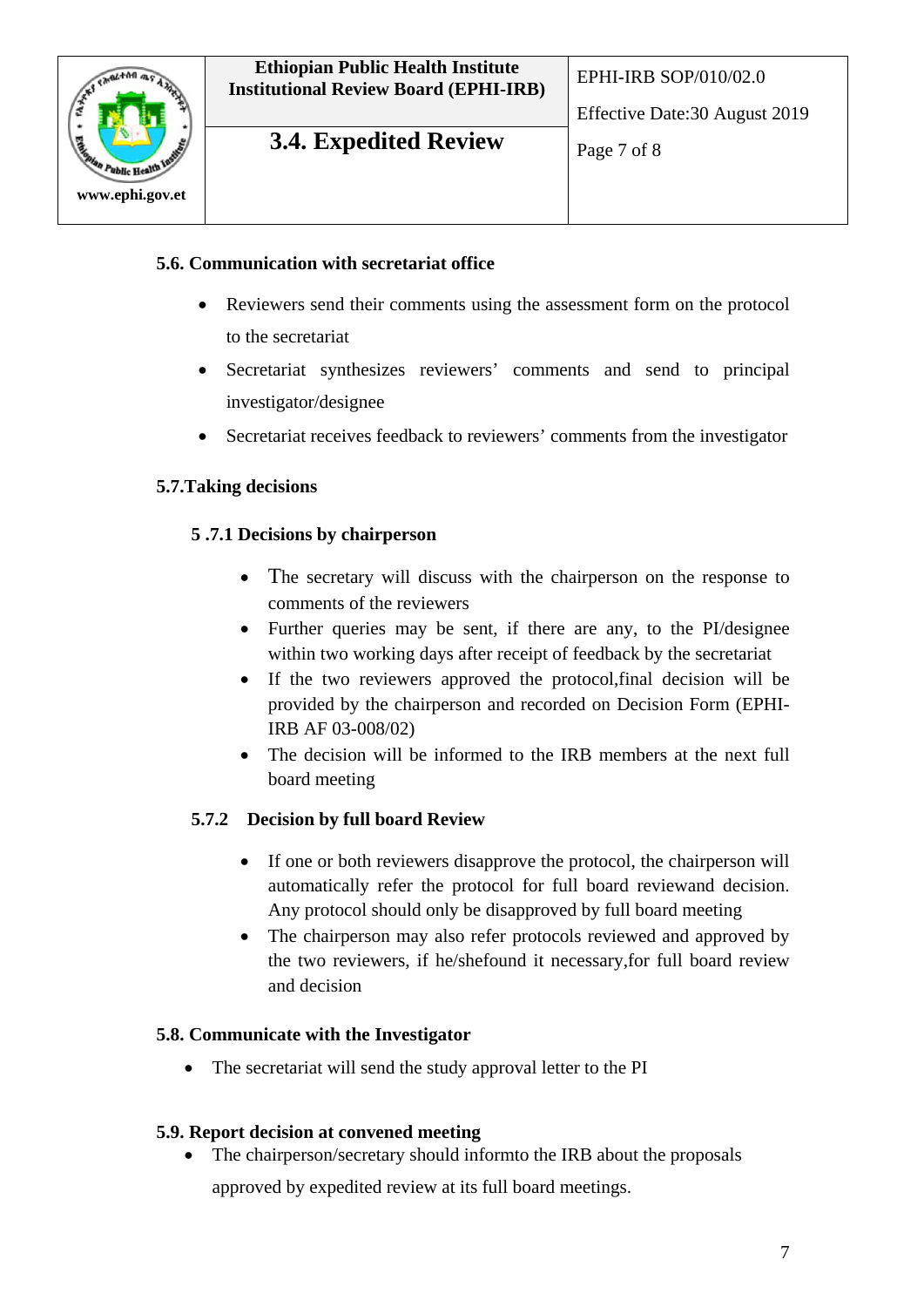### 5.6. Communication with secretariat office

- Reviewers send their comments using the assessment form on the protocol to the secretariat
- Secretariat synthesizes reviewers' comments and send to principal investigator/designee
- Secretariat receives feedback to reviewers' comments from the investigator

### 5.7.Taking decisions

#### 5 .7.1 Decisions by chairperson

- The secretary will discuss with the chairperson on the response to comments of the reviewers
- Further queries may be sent, if there are any, to the PI/designee within two working days after receipt of feedback by the secretariat
- If the two reviewers approved the protocol,final decision will be provided by the chairperson and recorded on Decision Form (EPHI-IRB AF 03-008/02)
- The decision will be informed to the IRB members at the next full board meeting

#### 5.7.2 Decision by full board Review

- If one or both reviewers disapprove the protocol, the chairperson will automatically refer the protocol for full board reviewand decision. Any protocol should only be disapproved by full board meeting
- The chairperson may also refer protocols reviewed and approved by the two reviewers, if he/shefound it necessary,for full board review and decision

### 5.8. Communicate with the Investigator

- The secretariat will send the study approval letter to the PI

### 5.9. Report decision at convened meeting

- The chairperson/secretary should informto the IRB about the proposals approved by expedited review at its full board meetings.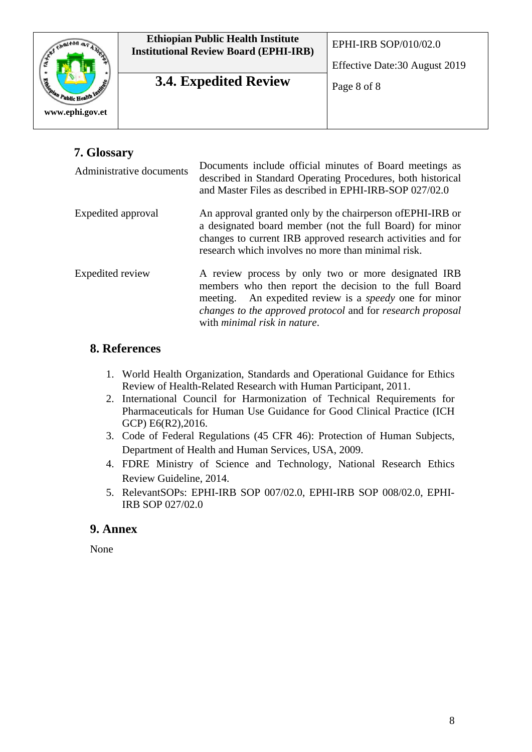## 7. Glossary

| | |
|---|---|
| Administrative documents | Documents include official minutes of Board meetings as described in Standard Operating Procedures, both historical and Master Files as described in EPHI-IRB-SOP 027/02.0 |
| Expedited approval | An approval granted only by the chairperson ofEPHI-IRB or a designated board member (not the full Board) for minor changes to current IRB approved research activities and for research which involves no more than minimal risk. |
| Expedited review | A review process by only two or more designated IRB members who then report the decision to the full Board meeting. An expedited review is a *speedy* one for minor *changes to the approved protocol* and for *research proposal* with *minimal risk in nature*. |

## 8. References

1. World Health Organization, Standards and Operational Guidance for Ethics Review of Health-Related Research with Human Participant, 2011.
2. International Council for Harmonization of Technical Requirements for Pharmaceuticals for Human Use Guidance for Good Clinical Practice (ICH GCP) E6(R2),2016.
3. Code of Federal Regulations (45 CFR 46): Protection of Human Subjects, Department of Health and Human Services, USA, 2009.
4. FDRE Ministry of Science and Technology, National Research Ethics Review Guideline, 2014.
5. RelevantSOPs: EPHI-IRB SOP 007/02.0, EPHI-IRB SOP 008/02.0, EPHI-IRB SOP 027/02.0

## 9. Annex

None